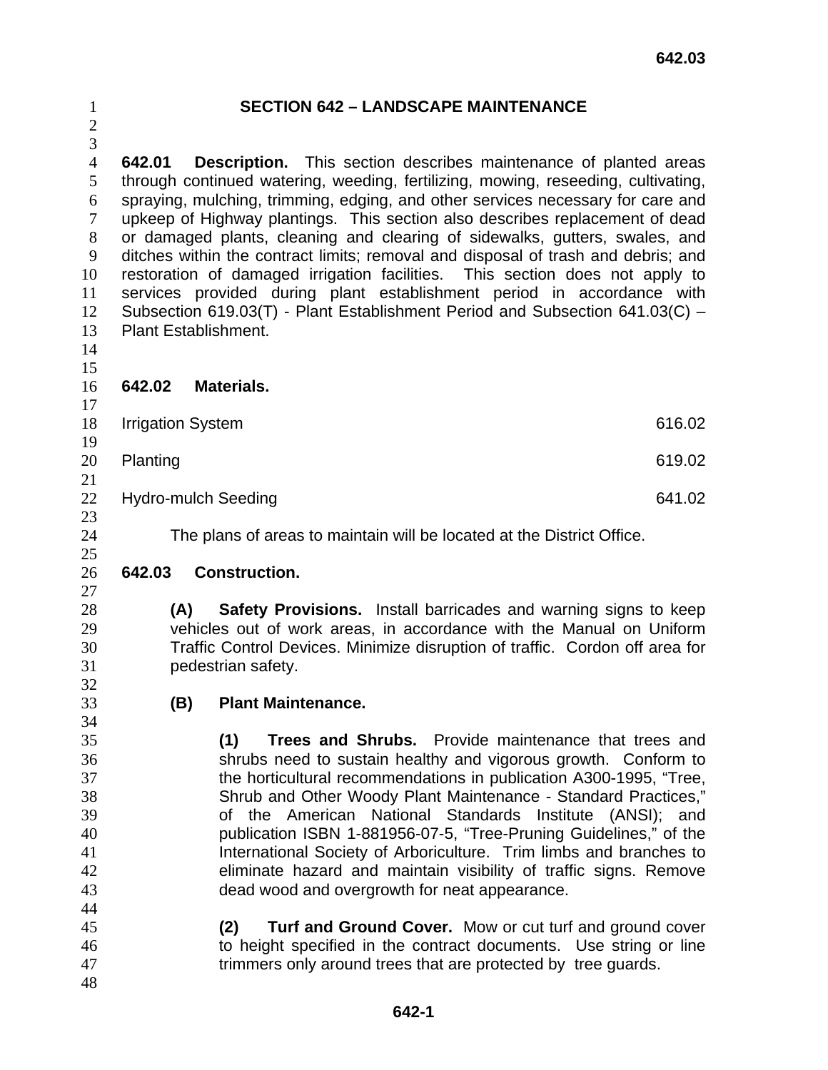# SECTION 642 – LANDSCAPE MAINTENANCE

**642.01 Description.** This section describes maintenance of planted areas through continued watering, weeding, fertilizing, mowing, reseeding, cultivating, spraying, mulching, trimming, edging, and other services necessary for care and upkeep of Highway plantings. This section also describes replacement of dead or damaged plants, cleaning and clearing of sidewalks, gutters, swales, and ditches within the contract limits; removal and disposal of trash and debris; and restoration of damaged irrigation facilities. This section does not apply to services provided during plant establishment period in accordance with Subsection 619.03(T) - Plant Establishment Period and Subsection 641.03(C) – Plant Establishment.

**642.02 Materials.**

| | |
|---|---|
| Irrigation System | 616.02 |
| Planting | 619.02 |
| Hydro-mulch Seeding | 641.02 |

The plans of areas to maintain will be located at the District Office.

**642.03 Construction.**

**(A) Safety Provisions.** Install barricades and warning signs to keep vehicles out of work areas, in accordance with the Manual on Uniform Traffic Control Devices. Minimize disruption of traffic. Cordon off area for pedestrian safety.

**(B) Plant Maintenance.**

**(1) Trees and Shrubs.** Provide maintenance that trees and shrubs need to sustain healthy and vigorous growth. Conform to the horticultural recommendations in publication A300-1995, "Tree, Shrub and Other Woody Plant Maintenance - Standard Practices," of the American National Standards Institute (ANSI); and publication ISBN 1-881956-07-5, "Tree-Pruning Guidelines," of the International Society of Arboriculture. Trim limbs and branches to eliminate hazard and maintain visibility of traffic signs. Remove dead wood and overgrowth for neat appearance.

**(2) Turf and Ground Cover.** Mow or cut turf and ground cover to height specified in the contract documents. Use string or line trimmers only around trees that are protected by tree guards.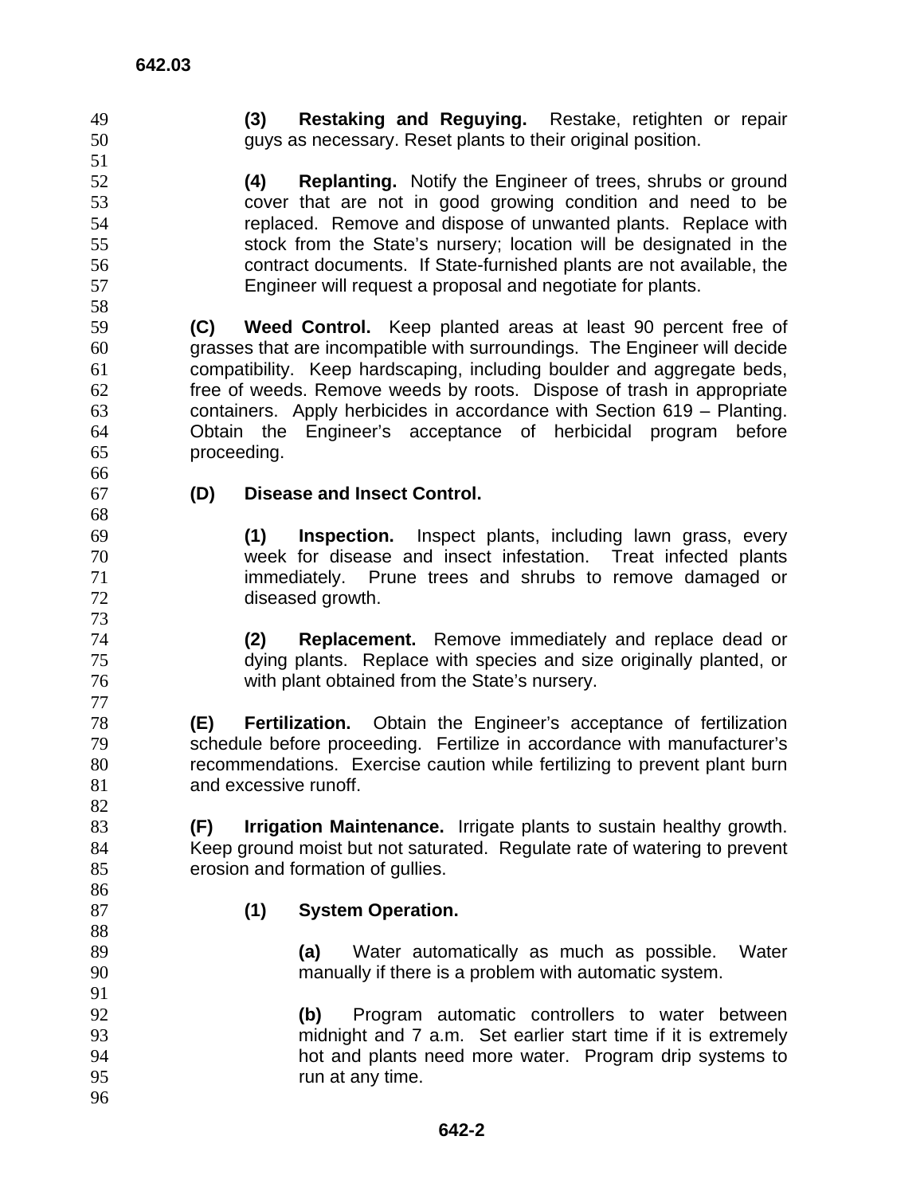**(3) Restaking and Reguying.** Restake, retighten or repair guys as necessary. Reset plants to their original position.

**(4) Replanting.** Notify the Engineer of trees, shrubs or ground cover that are not in good growing condition and need to be replaced. Remove and dispose of unwanted plants. Replace with stock from the State's nursery; location will be designated in the contract documents. If State-furnished plants are not available, the Engineer will request a proposal and negotiate for plants.

**(C) Weed Control.** Keep planted areas at least 90 percent free of grasses that are incompatible with surroundings. The Engineer will decide compatibility. Keep hardscaping, including boulder and aggregate beds, free of weeds. Remove weeds by roots. Dispose of trash in appropriate containers. Apply herbicides in accordance with Section 619 – Planting. Obtain the Engineer's acceptance of herbicidal program before proceeding.

**(D) Disease and Insect Control.**

**(1) Inspection.** Inspect plants, including lawn grass, every week for disease and insect infestation. Treat infected plants immediately. Prune trees and shrubs to remove damaged or diseased growth.

**(2) Replacement.** Remove immediately and replace dead or dying plants. Replace with species and size originally planted, or with plant obtained from the State's nursery.

**(E) Fertilization.** Obtain the Engineer's acceptance of fertilization schedule before proceeding. Fertilize in accordance with manufacturer's recommendations. Exercise caution while fertilizing to prevent plant burn and excessive runoff.

**(F) Irrigation Maintenance.** Irrigate plants to sustain healthy growth. Keep ground moist but not saturated. Regulate rate of watering to prevent erosion and formation of gullies.

**(1) System Operation.**

**(a)** Water automatically as much as possible. Water manually if there is a problem with automatic system.

**(b)** Program automatic controllers to water between midnight and 7 a.m. Set earlier start time if it is extremely hot and plants need more water. Program drip systems to run at any time.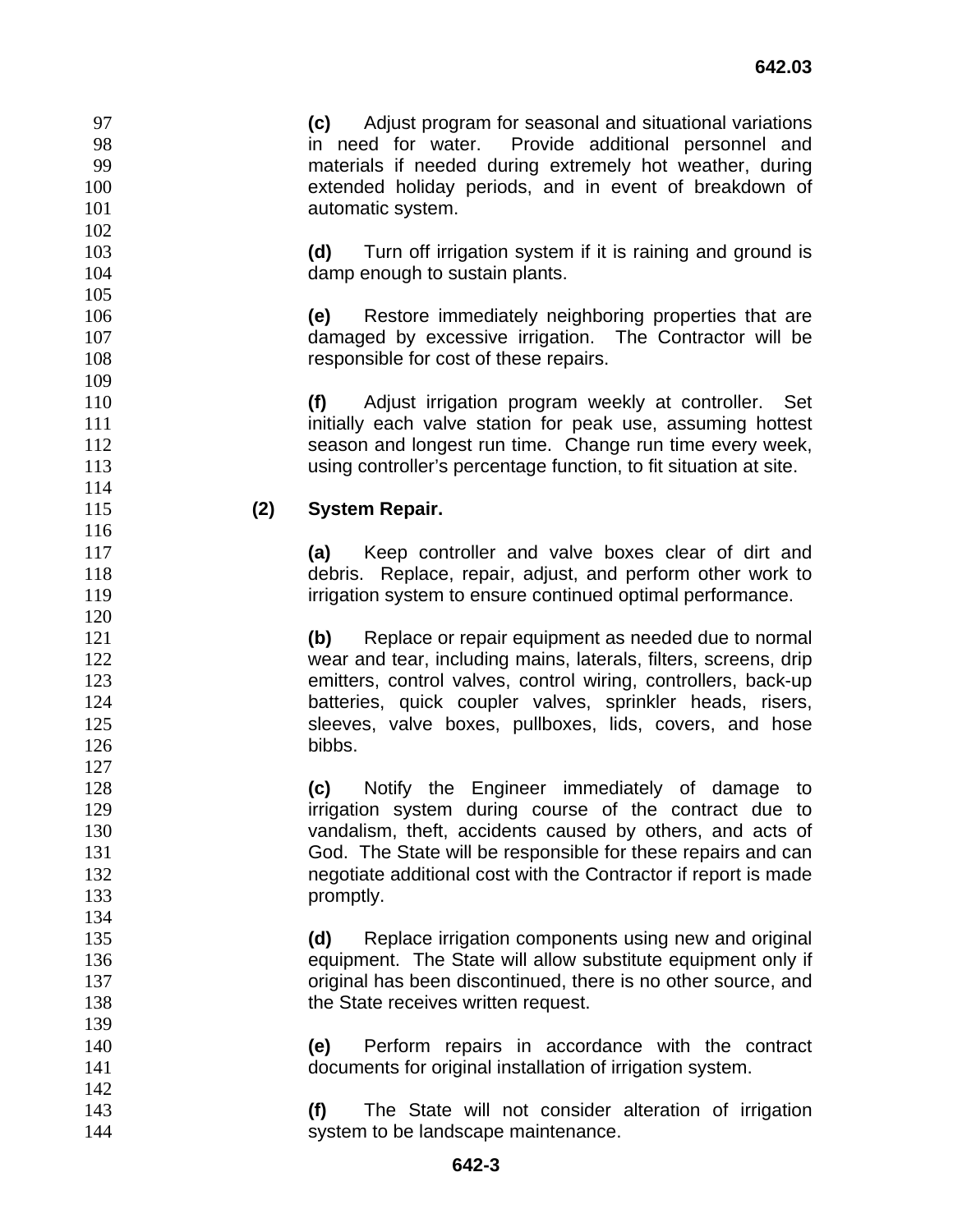**(c)** Adjust program for seasonal and situational variations in need for water. Provide additional personnel and materials if needed during extremely hot weather, during extended holiday periods, and in event of breakdown of automatic system.

**(d)** Turn off irrigation system if it is raining and ground is damp enough to sustain plants.

**(e)** Restore immediately neighboring properties that are damaged by excessive irrigation. The Contractor will be responsible for cost of these repairs.

**(f)** Adjust irrigation program weekly at controller. Set initially each valve station for peak use, assuming hottest season and longest run time. Change run time every week, using controller's percentage function, to fit situation at site.

**(2) System Repair.**

**(a)** Keep controller and valve boxes clear of dirt and debris. Replace, repair, adjust, and perform other work to irrigation system to ensure continued optimal performance.

**(b)** Replace or repair equipment as needed due to normal wear and tear, including mains, laterals, filters, screens, drip emitters, control valves, control wiring, controllers, back-up batteries, quick coupler valves, sprinkler heads, risers, sleeves, valve boxes, pullboxes, lids, covers, and hose bibbs.

**(c)** Notify the Engineer immediately of damage to irrigation system during course of the contract due to vandalism, theft, accidents caused by others, and acts of God. The State will be responsible for these repairs and can negotiate additional cost with the Contractor if report is made promptly.

**(d)** Replace irrigation components using new and original equipment. The State will allow substitute equipment only if original has been discontinued, there is no other source, and the State receives written request.

**(e)** Perform repairs in accordance with the contract documents for original installation of irrigation system.

**(f)** The State will not consider alteration of irrigation system to be landscape maintenance.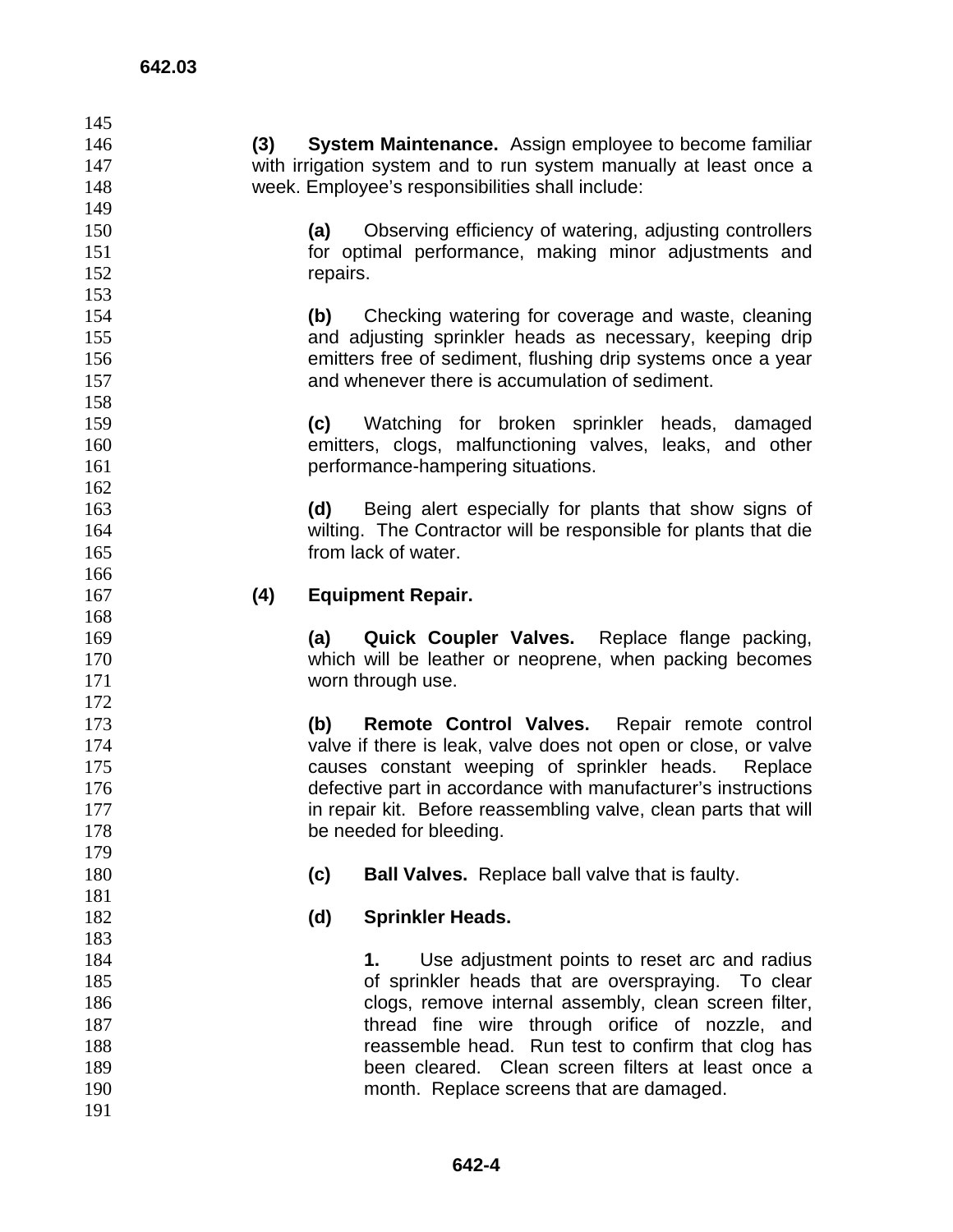**(3) System Maintenance.** Assign employee to become familiar with irrigation system and to run system manually at least once a week. Employee's responsibilities shall include:

**(a)** Observing efficiency of watering, adjusting controllers for optimal performance, making minor adjustments and repairs.

**(b)** Checking watering for coverage and waste, cleaning and adjusting sprinkler heads as necessary, keeping drip emitters free of sediment, flushing drip systems once a year and whenever there is accumulation of sediment.

**(c)** Watching for broken sprinkler heads, damaged emitters, clogs, malfunctioning valves, leaks, and other performance-hampering situations.

**(d)** Being alert especially for plants that show signs of wilting. The Contractor will be responsible for plants that die from lack of water.

**(4) Equipment Repair.**

**(a) Quick Coupler Valves.** Replace flange packing, which will be leather or neoprene, when packing becomes worn through use.

**(b) Remote Control Valves.** Repair remote control valve if there is leak, valve does not open or close, or valve causes constant weeping of sprinkler heads. Replace defective part in accordance with manufacturer's instructions in repair kit. Before reassembling valve, clean parts that will be needed for bleeding.

**(c) Ball Valves.** Replace ball valve that is faulty.

**(d) Sprinkler Heads.**

**1.** Use adjustment points to reset arc and radius of sprinkler heads that are overspraying. To clear clogs, remove internal assembly, clean screen filter, thread fine wire through orifice of nozzle, and reassemble head. Run test to confirm that clog has been cleared. Clean screen filters at least once a month. Replace screens that are damaged.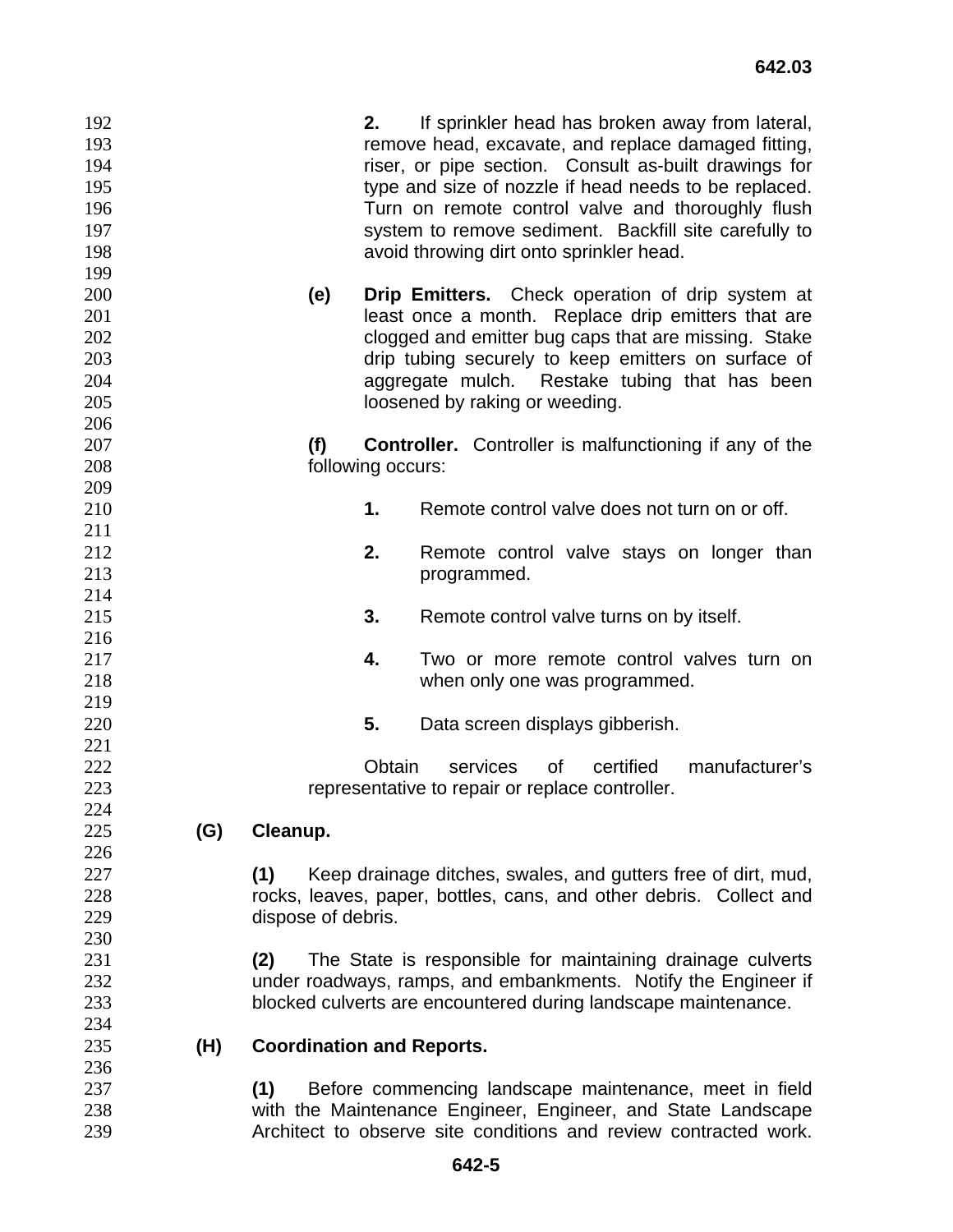**2.** If sprinkler head has broken away from lateral, remove head, excavate, and replace damaged fitting, riser, or pipe section. Consult as-built drawings for type and size of nozzle if head needs to be replaced. Turn on remote control valve and thoroughly flush system to remove sediment. Backfill site carefully to avoid throwing dirt onto sprinkler head.

**(e) Drip Emitters.** Check operation of drip system at least once a month. Replace drip emitters that are clogged and emitter bug caps that are missing. Stake drip tubing securely to keep emitters on surface of aggregate mulch. Restake tubing that has been loosened by raking or weeding.

**(f) Controller.** Controller is malfunctioning if any of the following occurs:

**1.** Remote control valve does not turn on or off.

**2.** Remote control valve stays on longer than programmed.

**3.** Remote control valve turns on by itself.

**4.** Two or more remote control valves turn on when only one was programmed.

**5.** Data screen displays gibberish.

Obtain services of certified manufacturer's representative to repair or replace controller.

**(G) Cleanup.**

**(1)** Keep drainage ditches, swales, and gutters free of dirt, mud, rocks, leaves, paper, bottles, cans, and other debris. Collect and dispose of debris.

**(2)** The State is responsible for maintaining drainage culverts under roadways, ramps, and embankments. Notify the Engineer if blocked culverts are encountered during landscape maintenance.

**(H) Coordination and Reports.**

**(1)** Before commencing landscape maintenance, meet in field with the Maintenance Engineer, Engineer, and State Landscape Architect to observe site conditions and review contracted work.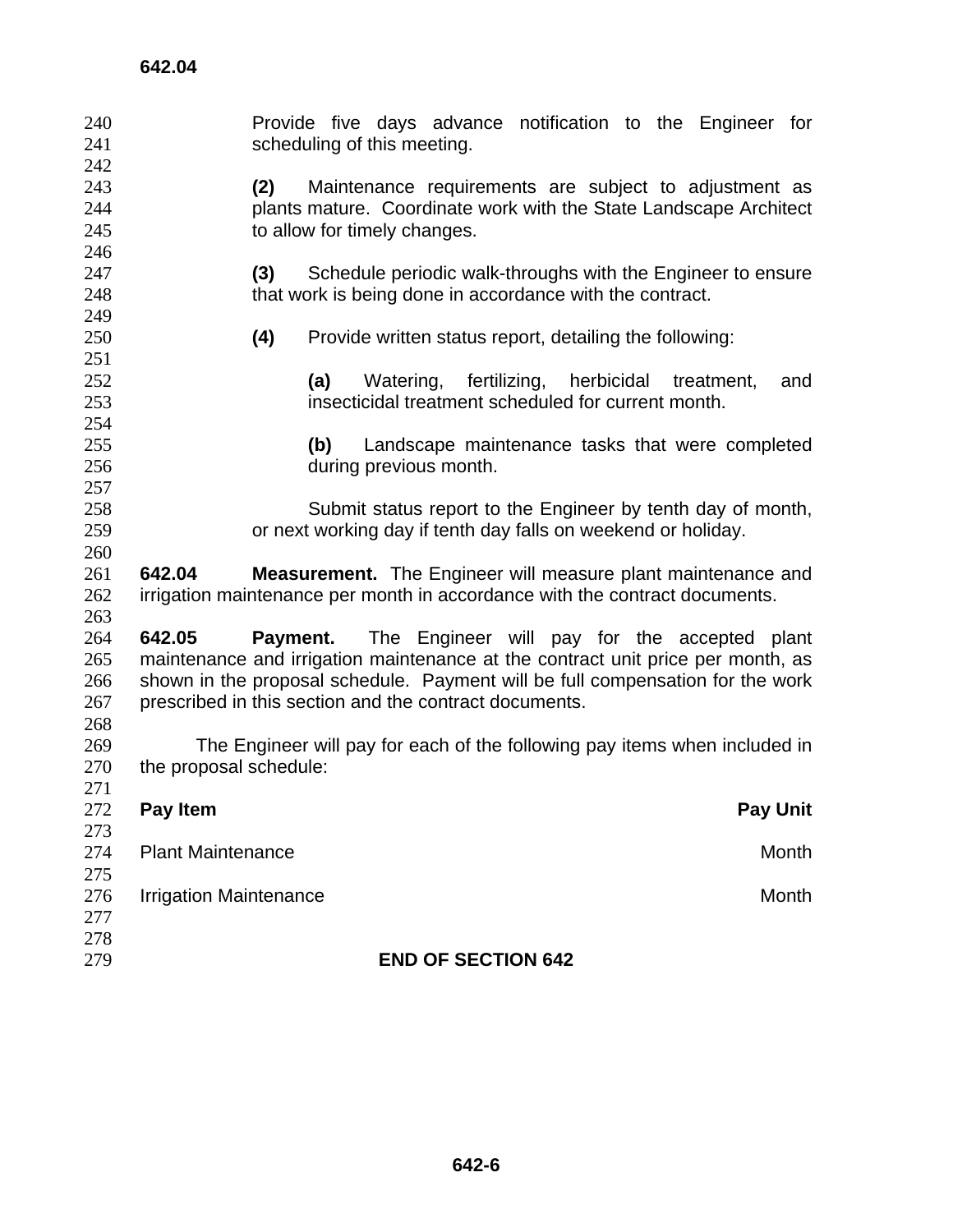Provide five days advance notification to the Engineer for scheduling of this meeting.

**(2)** Maintenance requirements are subject to adjustment as plants mature. Coordinate work with the State Landscape Architect to allow for timely changes.

**(3)** Schedule periodic walk-throughs with the Engineer to ensure that work is being done in accordance with the contract.

**(4)** Provide written status report, detailing the following:

**(a)** Watering, fertilizing, herbicidal treatment, and insecticidal treatment scheduled for current month.

**(b)** Landscape maintenance tasks that were completed during previous month.

Submit status report to the Engineer by tenth day of month, or next working day if tenth day falls on weekend or holiday.

**642.04 Measurement.** The Engineer will measure plant maintenance and irrigation maintenance per month in accordance with the contract documents.

**642.05 Payment.** The Engineer will pay for the accepted plant maintenance and irrigation maintenance at the contract unit price per month, as shown in the proposal schedule. Payment will be full compensation for the work prescribed in this section and the contract documents.

The Engineer will pay for each of the following pay items when included in the proposal schedule:

| Pay Item | Pay Unit |
|---|---|
| Plant Maintenance | Month |
| Irrigation Maintenance | Month |

**END OF SECTION 642**